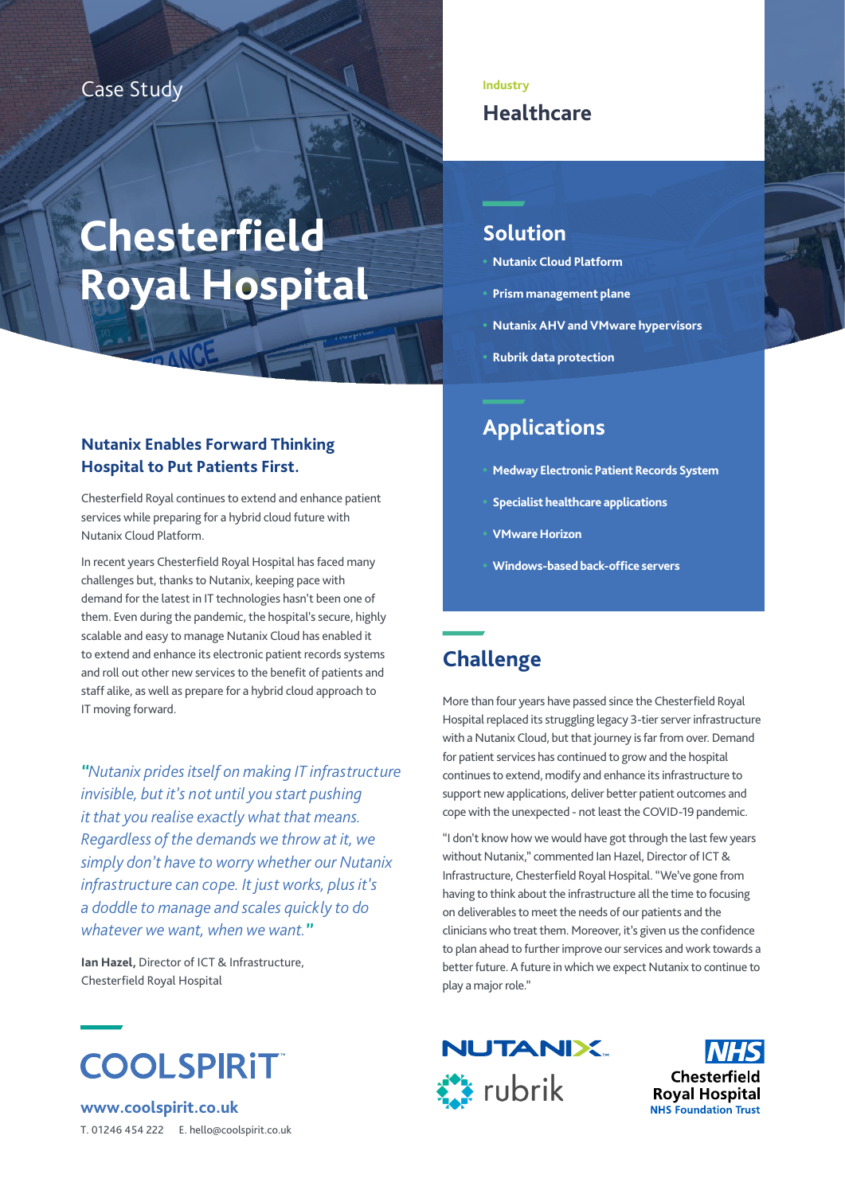Case Study

# Chesterfield Royal Hospital

**Industry**

## Healthcare

## Solution

- Nutanix Cloud Platform
- Prism management plane
- Nutanix AHV and VMware hypervisors
- Rubrik data protection

## Applications

- Medway Electronic Patient Records System
- Specialist healthcare applications
- VMware Horizon
- Windows-based back-office servers

### Nutanix Enables Forward Thinking Hospital to Put Patients First.

Chesterfield Royal continues to extend and enhance patient services while preparing for a hybrid cloud future with Nutanix Cloud Platform.

In recent years Chesterfield Royal Hospital has faced many challenges but, thanks to Nutanix, keeping pace with demand for the latest in IT technologies hasn't been one of them. Even during the pandemic, the hospital's secure, highly scalable and easy to manage Nutanix Cloud has enabled it to extend and enhance its electronic patient records systems and roll out other new services to the benefit of patients and staff alike, as well as prepare for a hybrid cloud approach to IT moving forward.

*"Nutanix prides itself on making IT infrastructure invisible, but it's not until you start pushing it that you realise exactly what that means. Regardless of the demands we throw at it, we simply don't have to worry whether our Nutanix infrastructure can cope. It just works, plus it's a doddle to manage and scales quickly to do whatever we want, when we want."*

**Ian Hazel,** Director of ICT & Infrastructure, Chesterfield Royal Hospital

## Challenge

More than four years have passed since the Chesterfield Royal Hospital replaced its struggling legacy 3-tier server infrastructure with a Nutanix Cloud, but that journey is far from over. Demand for patient services has continued to grow and the hospital continues to extend, modify and enhance its infrastructure to support new applications, deliver better patient outcomes and cope with the unexpected - not least the COVID-19 pandemic.

"I don't know how we would have got through the last few years without Nutanix," commented Ian Hazel, Director of ICT & Infrastructure, Chesterfield Royal Hospital. "We've gone from having to think about the infrastructure all the time to focusing on deliverables to meet the needs of our patients and the clinicians who treat them. Moreover, it's given us the confidence to plan ahead to further improve our services and work towards a better future. A future in which we expect Nutanix to continue to play a major role."

COOLSPIRiT

**www.coolspirit.co.uk**

T. 01246 454 222 E. hello@coolspirit.co.uk

NUTANIX. rubrik

NHS Chesterfield Royal Hospital NHS Foundation Trust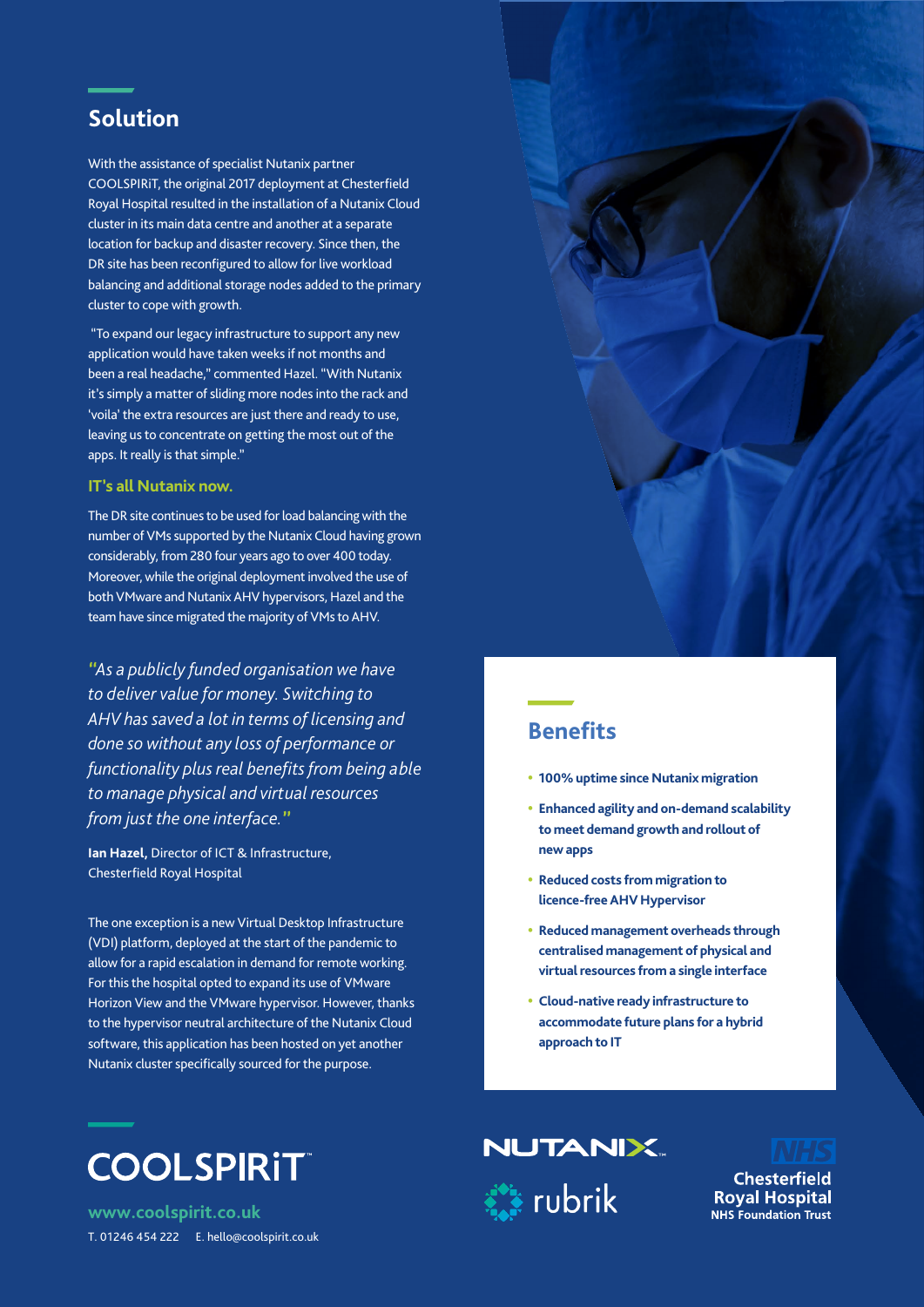## Solution

With the assistance of specialist Nutanix partner COOLSPIRiT, the original 2017 deployment at Chesterfield Royal Hospital resulted in the installation of a Nutanix Cloud cluster in its main data centre and another at a separate location for backup and disaster recovery. Since then, the DR site has been reconfigured to allow for live workload balancing and additional storage nodes added to the primary cluster to cope with growth.

"To expand our legacy infrastructure to support any new application would have taken weeks if not months and been a real headache," commented Hazel. "With Nutanix it's simply a matter of sliding more nodes into the rack and 'voila' the extra resources are just there and ready to use, leaving us to concentrate on getting the most out of the apps. It really is that simple."

### IT's all Nutanix now.

The DR site continues to be used for load balancing with the number of VMs supported by the Nutanix Cloud having grown considerably, from 280 four years ago to over 400 today. Moreover, while the original deployment involved the use of both VMware and Nutanix AHV hypervisors, Hazel and the team have since migrated the majority of VMs to AHV.

*"As a publicly funded organisation we have to deliver value for money. Switching to AHV has saved a lot in terms of licensing and done so without any loss of performance or functionality plus real benefits from being able to manage physical and virtual resources from just the one interface."*

**Ian Hazel,** Director of ICT & Infrastructure, Chesterfield Royal Hospital

The one exception is a new Virtual Desktop Infrastructure (VDI) platform, deployed at the start of the pandemic to allow for a rapid escalation in demand for remote working. For this the hospital opted to expand its use of VMware Horizon View and the VMware hypervisor. However, thanks to the hypervisor neutral architecture of the Nutanix Cloud software, this application has been hosted on yet another Nutanix cluster specifically sourced for the purpose.

## Benefits

- **100% uptime since Nutanix migration**
- **Enhanced agility and on-demand scalability to meet demand growth and rollout of new apps**
- **Reduced costs from migration to licence-free AHV Hypervisor**
- **Reduced management overheads through centralised management of physical and virtual resources from a single interface**
- **Cloud-native ready infrastructure to accommodate future plans for a hybrid approach to IT**

COOLSPIRiT

www.coolspirit.co.uk

T. 01246 454 222 E. hello@coolspirit.co.uk

NUTANIX

rubrik

NHS
Chesterfield Royal Hospital
NHS Foundation Trust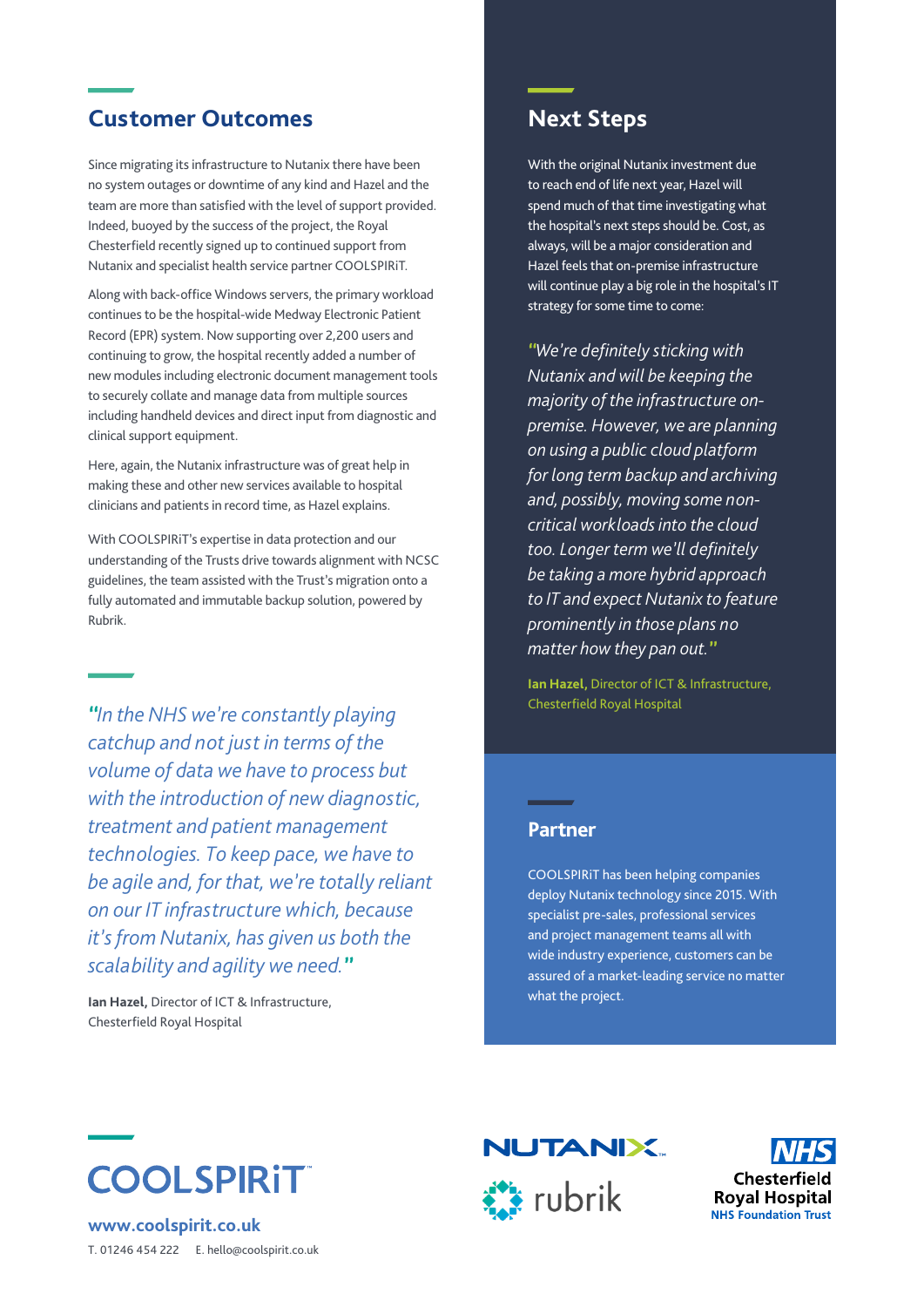## Customer Outcomes

Since migrating its infrastructure to Nutanix there have been no system outages or downtime of any kind and Hazel and the team are more than satisfied with the level of support provided. Indeed, buoyed by the success of the project, the Royal Chesterfield recently signed up to continued support from Nutanix and specialist health service partner COOLSPIRiT.

Along with back-office Windows servers, the primary workload continues to be the hospital-wide Medway Electronic Patient Record (EPR) system. Now supporting over 2,200 users and continuing to grow, the hospital recently added a number of new modules including electronic document management tools to securely collate and manage data from multiple sources including handheld devices and direct input from diagnostic and clinical support equipment.

Here, again, the Nutanix infrastructure was of great help in making these and other new services available to hospital clinicians and patients in record time, as Hazel explains.

With COOLSPIRiT's expertise in data protection and our understanding of the Trusts drive towards alignment with NCSC guidelines, the team assisted with the Trust's migration onto a fully automated and immutable backup solution, powered by Rubrik.

*"In the NHS we're constantly playing catchup and not just in terms of the volume of data we have to process but with the introduction of new diagnostic, treatment and patient management technologies. To keep pace, we have to be agile and, for that, we're totally reliant on our IT infrastructure which, because it's from Nutanix, has given us both the scalability and agility we need."*

**Ian Hazel,** Director of ICT & Infrastructure, Chesterfield Royal Hospital

## Next Steps

With the original Nutanix investment due to reach end of life next year, Hazel will spend much of that time investigating what the hospital's next steps should be. Cost, as always, will be a major consideration and Hazel feels that on-premise infrastructure will continue play a big role in the hospital's IT strategy for some time to come:

*"We're definitely sticking with Nutanix and will be keeping the majority of the infrastructure on-premise. However, we are planning on using a public cloud platform for long term backup and archiving and, possibly, moving some non-critical workloads into the cloud too. Longer term we'll definitely be taking a more hybrid approach to IT and expect Nutanix to feature prominently in those plans no matter how they pan out."*

**Ian Hazel,** Director of ICT & Infrastructure, Chesterfield Royal Hospital

## Partner

COOLSPIRiT has been helping companies deploy Nutanix technology since 2015. With specialist pre-sales, professional services and project management teams all with wide industry experience, customers can be assured of a market-leading service no matter what the project.

COOLSPIRiT

www.coolspirit.co.uk

T. 01246 454 222 E. hello@coolspirit.co.uk

NUTANIX

rubrik

NHS Chesterfield Royal Hospital NHS Foundation Trust